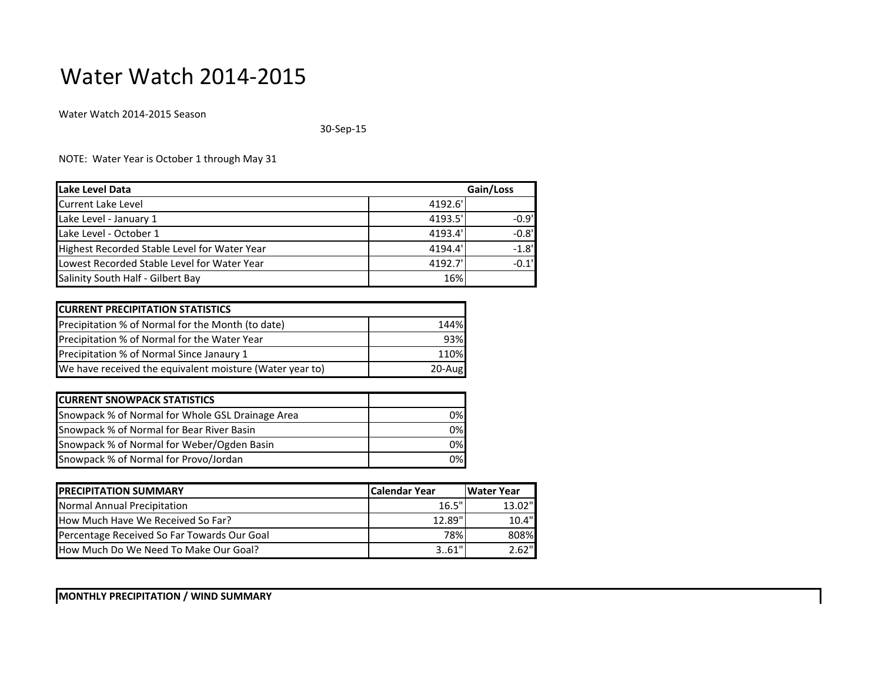# Water Watch 2014-2015

Water Watch 2014-2015 Season

30-Sep-15

NOTE: Water Year is October 1 through May 31

| Lake Level Data | | Gain/Loss |
|---|---|---|
| Current Lake Level | 4192.6' | |
| Lake Level - January 1 | 4193.5' | -0.9' |
| Lake Level - October 1 | 4193.4' | -0.8' |
| Highest Recorded Stable Level for Water Year | 4194.4' | -1.8' |
| Lowest Recorded Stable Level for Water Year | 4192.7' | -0.1' |
| Salinity South Half - Gilbert Bay | 16% | |

| CURRENT PRECIPITATION STATISTICS | |
|---|---|
| Precipitation % of Normal for the Month (to date) | 144% |
| Precipitation % of Normal for the Water Year | 93% |
| Precipitation % of Normal Since Janaury 1 | 110% |
| We have received the equivalent moisture (Water year to) | 20-Aug |

| CURRENT SNOWPACK STATISTICS | |
|---|---|
| Snowpack % of Normal for Whole GSL Drainage Area | 0% |
| Snowpack % of Normal for Bear River Basin | 0% |
| Snowpack % of Normal for Weber/Ogden Basin | 0% |
| Snowpack % of Normal for Provo/Jordan | 0% |

| PRECIPITATION SUMMARY | Calendar Year | Water Year |
|---|---|---|
| Normal Annual Precipitation | 16.5" | 13.02" |
| How Much Have We Received So Far? | 12.89" | 10.4" |
| Percentage Received So Far Towards Our Goal | 78% | 808% |
| How Much Do We Need To Make Our Goal? | 3..61" | 2.62" |

**MONTHLY PRECIPITATION / WIND SUMMARY**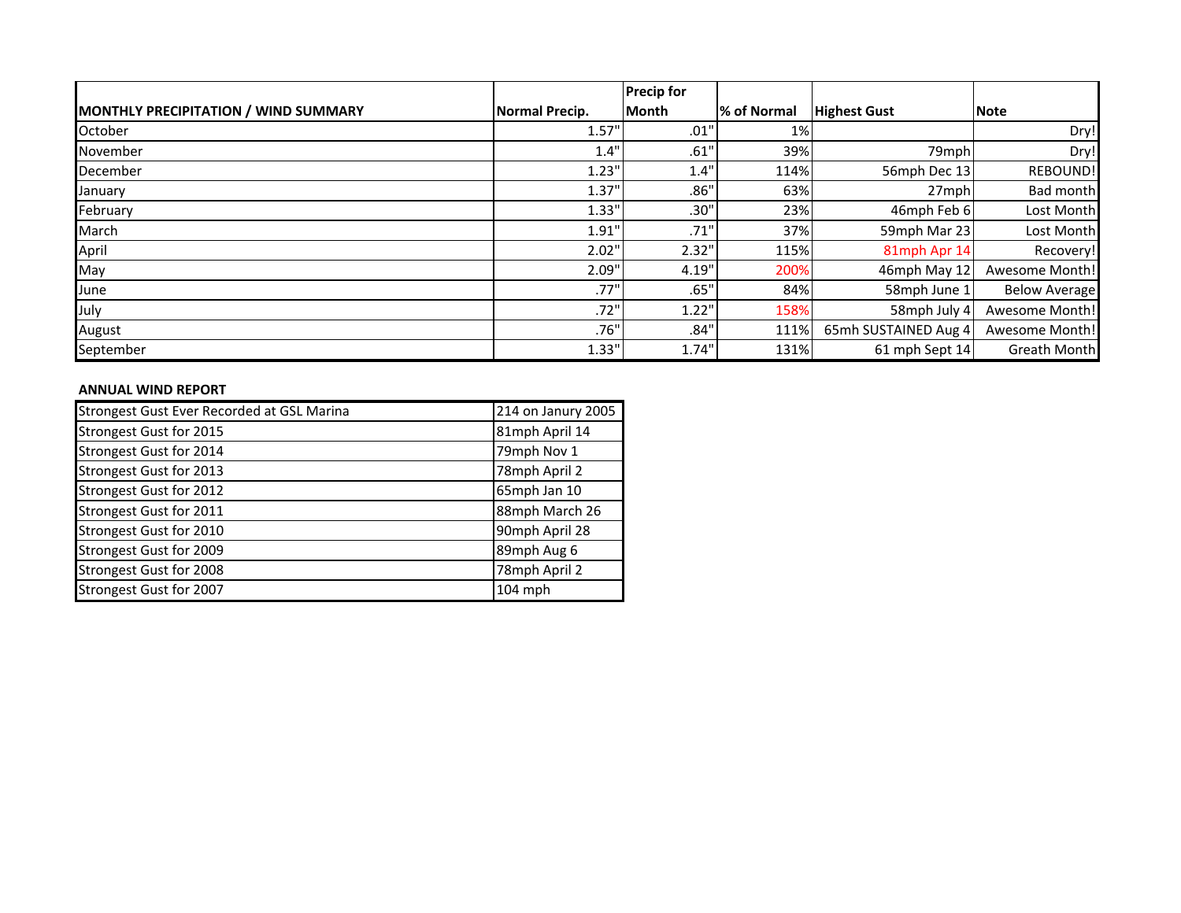| MONTHLY PRECIPITATION / WIND SUMMARY | Normal Precip. | Precip for Month | % of Normal | Highest Gust | Note |
|---|---|---|---|---|---|
| October | 1.57" | .01" | 1% | | Dry! |
| November | 1.4" | .61" | 39% | 79mph | Dry! |
| December | 1.23" | 1.4" | 114% | 56mph Dec 13 | REBOUND! |
| January | 1.37" | .86" | 63% | 27mph | Bad month |
| February | 1.33" | .30" | 23% | 46mph Feb 6 | Lost Month |
| March | 1.91" | .71" | 37% | 59mph Mar 23 | Lost Month |
| April | 2.02" | 2.32" | 115% | 81mph Apr 14 | Recovery! |
| May | 2.09" | 4.19" | 200% | 46mph May 12 | Awesome Month! |
| June | .77" | .65" | 84% | 58mph June 1 | Below Average |
| July | .72" | 1.22" | 158% | 58mph July 4 | Awesome Month! |
| August | .76" | .84" | 111% | 65mh SUSTAINED Aug 4 | Awesome Month! |
| September | 1.33" | 1.74" | 131% | 61 mph Sept 14 | Greath Month |

**ANNUAL WIND REPORT**

| | |
|---|---|
| Strongest Gust Ever Recorded at GSL Marina | 214 on Janury 2005 |
| Strongest Gust for 2015 | 81mph April 14 |
| Strongest Gust for 2014 | 79mph Nov 1 |
| Strongest Gust for 2013 | 78mph April 2 |
| Strongest Gust for 2012 | 65mph Jan 10 |
| Strongest Gust for 2011 | 88mph March 26 |
| Strongest Gust for 2010 | 90mph April 28 |
| Strongest Gust for 2009 | 89mph Aug 6 |
| Strongest Gust for 2008 | 78mph April 2 |
| Strongest Gust for 2007 | 104 mph |